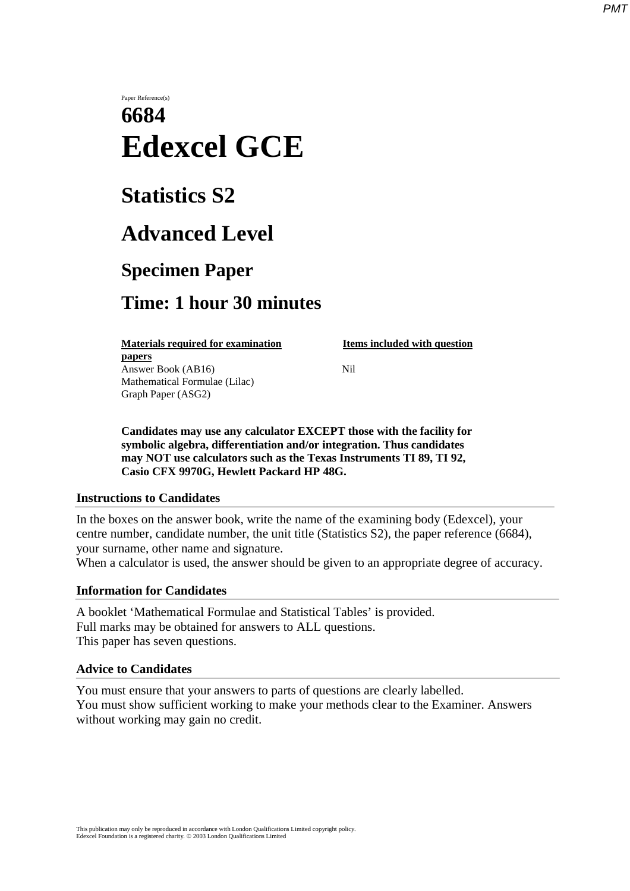Paper Reference(s)

# 6684

# Edexcel GCE

## Statistics S2

## Advanced Level

## Specimen Paper

## Time: 1 hour 30 minutes

| **Materials required for examination papers** | **Items included with question** |
| --- | --- |
| Answer Book (AB16) | Nil |
| Mathematical Formulae (Lilac) | |
| Graph Paper (ASG2) | |

**Candidates may use any calculator EXCEPT those with the facility for symbolic algebra, differentiation and/or integration. Thus candidates may NOT use calculators such as the Texas Instruments TI 89, TI 92, Casio CFX 9970G, Hewlett Packard HP 48G.**

### Instructions to Candidates

In the boxes on the answer book, write the name of the examining body (Edexcel), your centre number, candidate number, the unit title (Statistics S2), the paper reference (6684), your surname, other name and signature.
When a calculator is used, the answer should be given to an appropriate degree of accuracy.

### Information for Candidates

A booklet 'Mathematical Formulae and Statistical Tables' is provided.
Full marks may be obtained for answers to ALL questions.
This paper has seven questions.

### Advice to Candidates

You must ensure that your answers to parts of questions are clearly labelled.
You must show sufficient working to make your methods clear to the Examiner. Answers without working may gain no credit.

This publication may only be reproduced in accordance with London Qualifications Limited copyright policy.
Edexcel Foundation is a registered charity. © 2003 London Qualifications Limited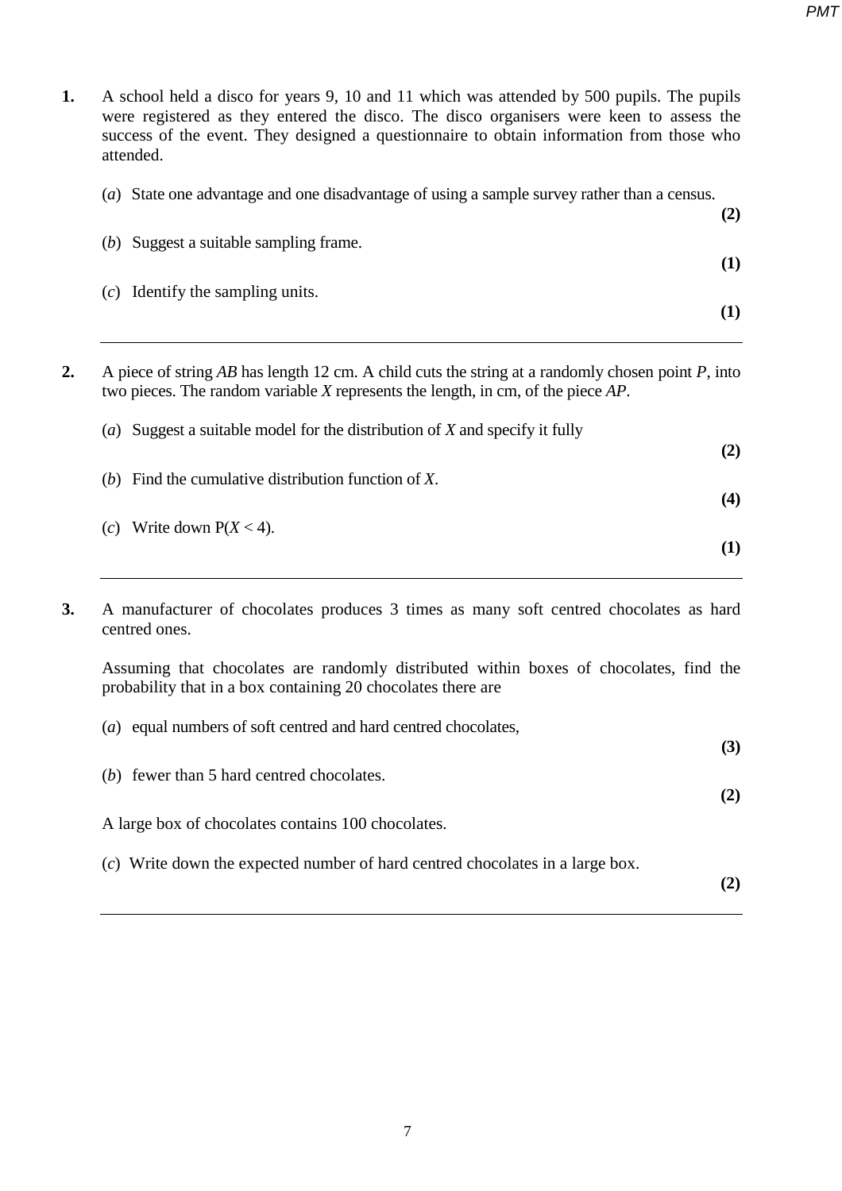**1.** A school held a disco for years 9, 10 and 11 which was attended by 500 pupils. The pupils were registered as they entered the disco. The disco organisers were keen to assess the success of the event. They designed a questionnaire to obtain information from those who attended.

(*a*) State one advantage and one disadvantage of using a sample survey rather than a census.
**(2)**

(*b*) Suggest a suitable sampling frame.
**(1)**

(*c*) Identify the sampling units.
**(1)**

---

**2.** A piece of string *AB* has length 12 cm. A child cuts the string at a randomly chosen point *P*, into two pieces. The random variable *X* represents the length, in cm, of the piece *AP*.

(*a*) Suggest a suitable model for the distribution of *X* and specify it fully
**(2)**

(*b*) Find the cumulative distribution function of *X*.
**(4)**

(*c*) Write down $P(X < 4)$.
**(1)**

---

**3.** A manufacturer of chocolates produces 3 times as many soft centred chocolates as hard centred ones.

Assuming that chocolates are randomly distributed within boxes of chocolates, find the probability that in a box containing 20 chocolates there are

(*a*) equal numbers of soft centred and hard centred chocolates,
**(3)**

(*b*) fewer than 5 hard centred chocolates.
**(2)**

A large box of chocolates contains 100 chocolates.

(*c*) Write down the expected number of hard centred chocolates in a large box.
**(2)**

---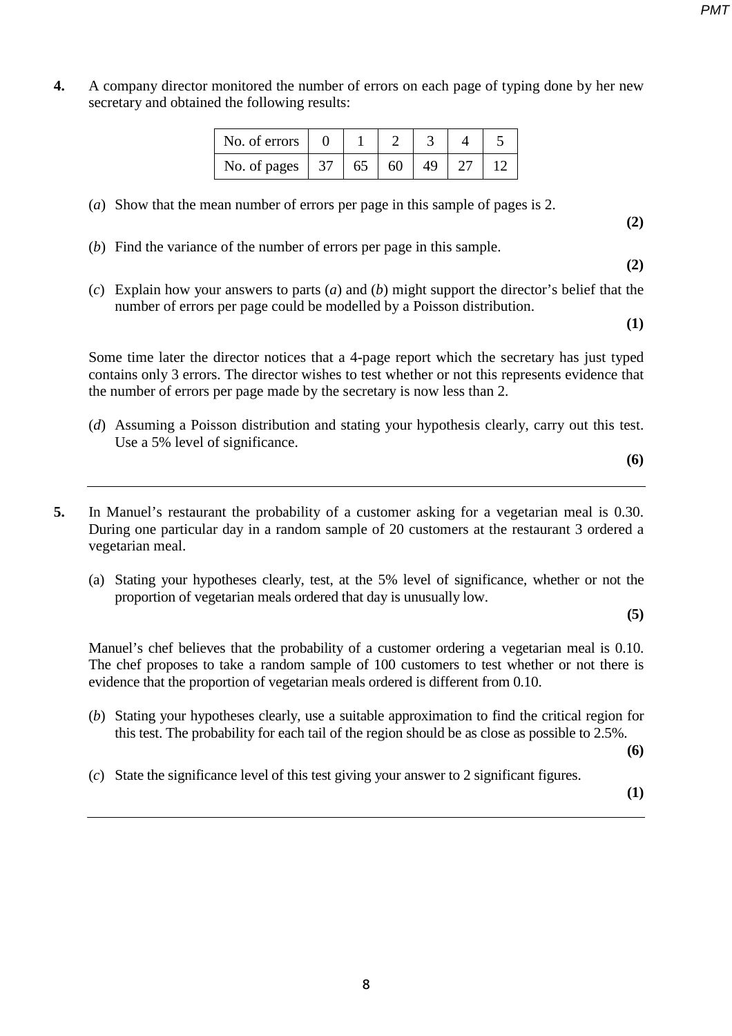**4.** A company director monitored the number of errors on each page of typing done by her new secretary and obtained the following results:

| No. of errors | 0 | 1 | 2 | 3 | 4 | 5 |
|---|---|---|---|---|---|---|
| No. of pages | 37 | 65 | 60 | 49 | 27 | 12 |

(*a*) Show that the mean number of errors per page in this sample of pages is 2.

**(2)**

(*b*) Find the variance of the number of errors per page in this sample.

**(2)**

(*c*) Explain how your answers to parts (*a*) and (*b*) might support the director's belief that the number of errors per page could be modelled by a Poisson distribution.

**(1)**

Some time later the director notices that a 4-page report which the secretary has just typed contains only 3 errors. The director wishes to test whether or not this represents evidence that the number of errors per page made by the secretary is now less than 2.

(*d*) Assuming a Poisson distribution and stating your hypothesis clearly, carry out this test. Use a 5% level of significance.

**(6)**

---

**5.** In Manuel's restaurant the probability of a customer asking for a vegetarian meal is 0.30. During one particular day in a random sample of 20 customers at the restaurant 3 ordered a vegetarian meal.

(a) Stating your hypotheses clearly, test, at the 5% level of significance, whether or not the proportion of vegetarian meals ordered that day is unusually low.

**(5)**

Manuel's chef believes that the probability of a customer ordering a vegetarian meal is 0.10. The chef proposes to take a random sample of 100 customers to test whether or not there is evidence that the proportion of vegetarian meals ordered is different from 0.10.

(*b*) Stating your hypotheses clearly, use a suitable approximation to find the critical region for this test. The probability for each tail of the region should be as close as possible to 2.5%.

**(6)**

(*c*) State the significance level of this test giving your answer to 2 significant figures.

**(1)**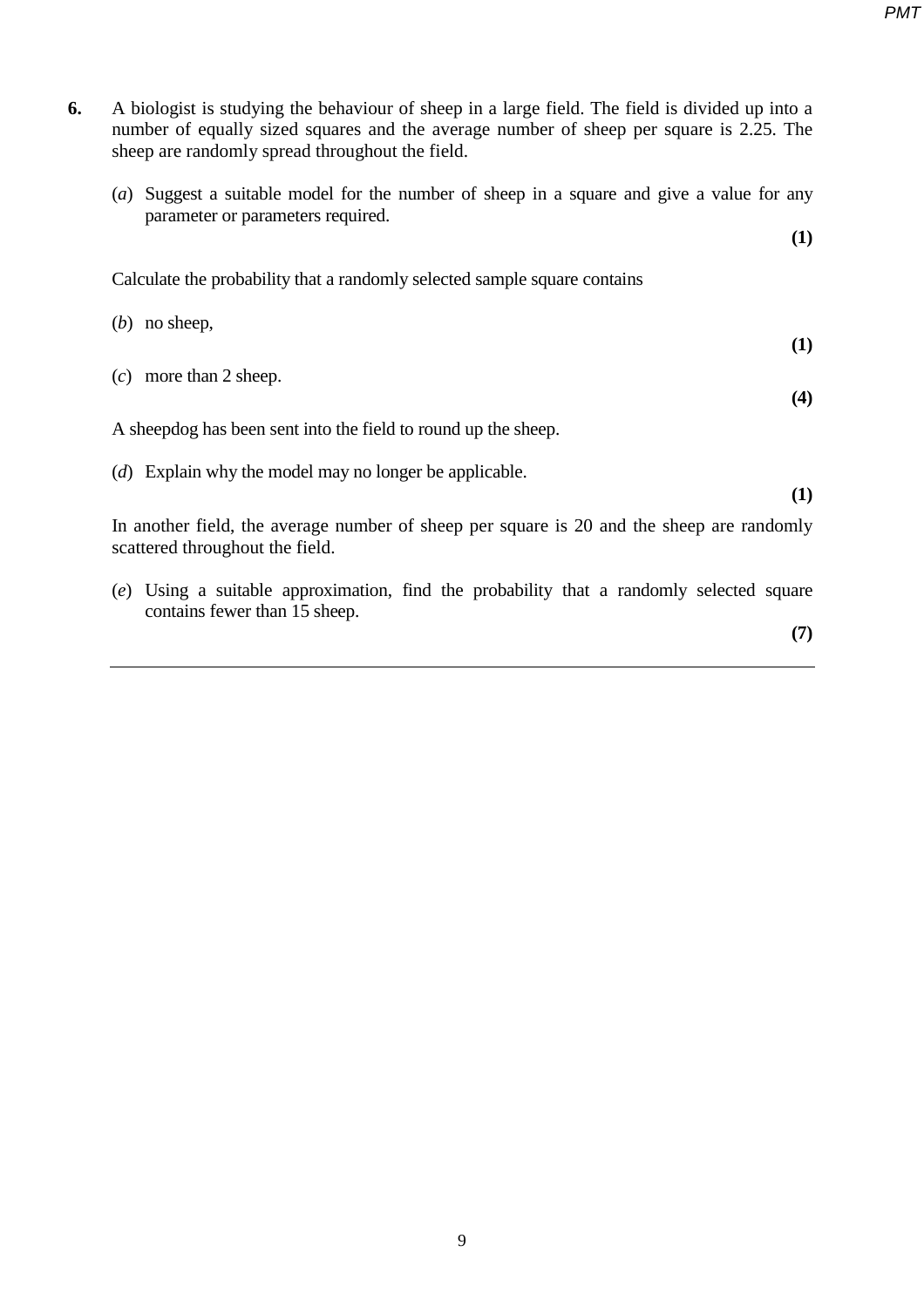**6.** A biologist is studying the behaviour of sheep in a large field. The field is divided up into a number of equally sized squares and the average number of sheep per square is 2.25. The sheep are randomly spread throughout the field.

(*a*) Suggest a suitable model for the number of sheep in a square and give a value for any parameter or parameters required.
**(1)**

Calculate the probability that a randomly selected sample square contains

(*b*) no sheep,
**(1)**

(*c*) more than 2 sheep.
**(4)**

A sheepdog has been sent into the field to round up the sheep.

(*d*) Explain why the model may no longer be applicable.
**(1)**

In another field, the average number of sheep per square is 20 and the sheep are randomly scattered throughout the field.

(*e*) Using a suitable approximation, find the probability that a randomly selected square contains fewer than 15 sheep.
**(7)**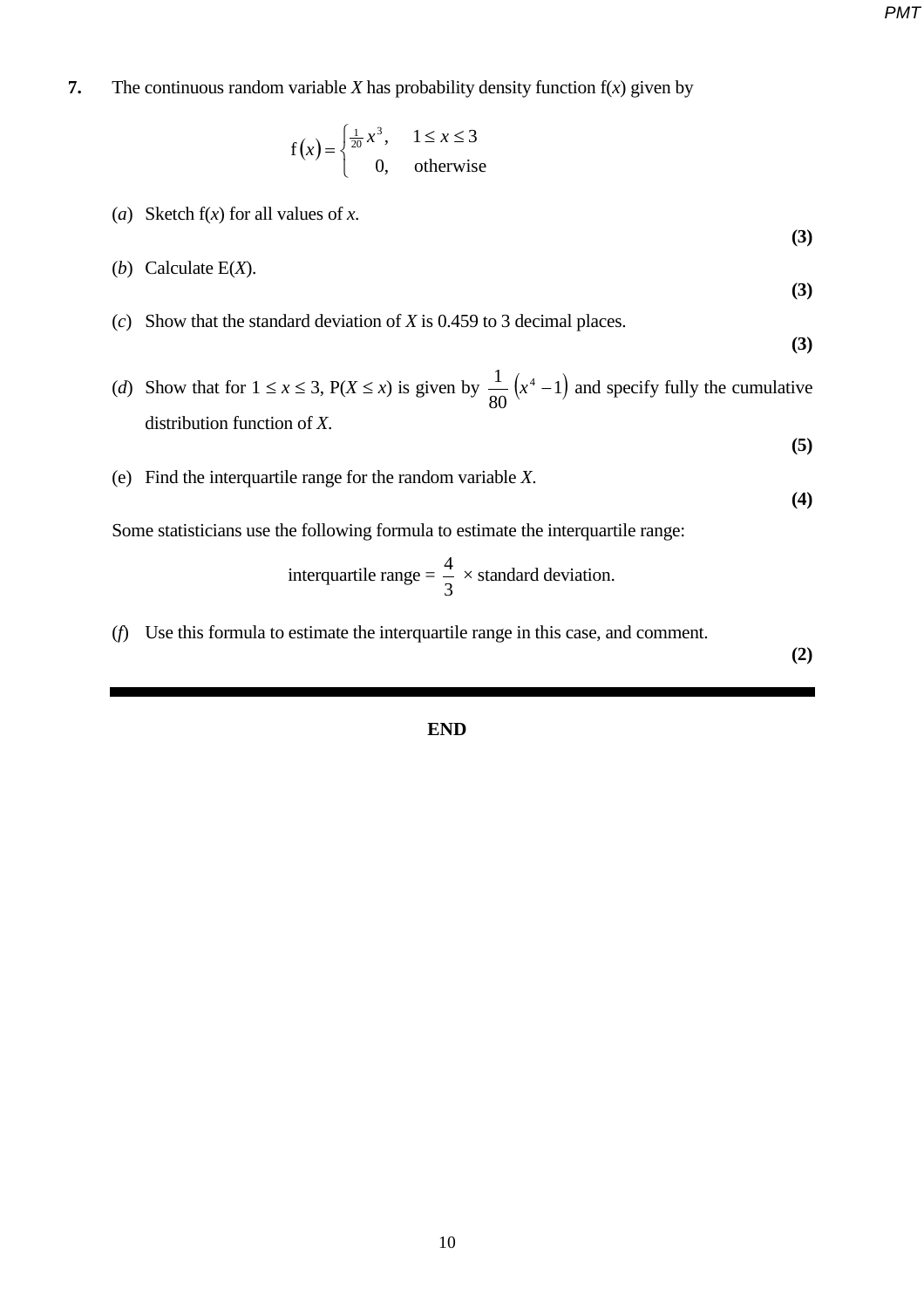**7.** The continuous random variable $X$ has probability density function f($x$) given by

$$\mathrm{f}(x) = \begin{cases} \frac{1}{20}x^3, & 1 \leq x \leq 3 \\ 0, & \text{otherwise} \end{cases}$$

(*a*) Sketch f($x$) for all values of $x$.

**(3)**

(*b*) Calculate E($X$).

**(3)**

(*c*) Show that the standard deviation of $X$ is 0.459 to 3 decimal places.

**(3)**

(*d*) Show that for $1 \leq x \leq 3$, P($X \leq x$) is given by $\frac{1}{80}\left(x^4 - 1\right)$ and specify fully the cumulative distribution function of $X$.

**(5)**

(e) Find the interquartile range for the random variable $X$.

**(4)**

Some statisticians use the following formula to estimate the interquartile range:

$$\text{interquartile range} = \frac{4}{3} \times \text{standard deviation.}$$

(*f*) Use this formula to estimate the interquartile range in this case, and comment.

**(2)**

---

**END**